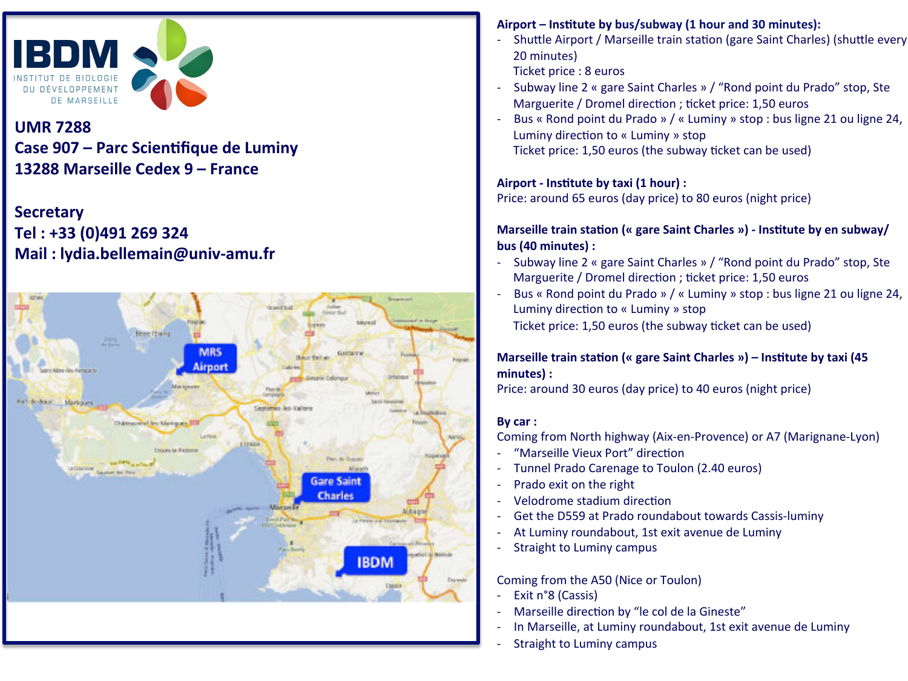# IBDM

INSTITUT DE BIOLOGIE DU DÉVELOPPEMENT DE MARSEILLE

**UMR 7288**
**Case 907 – Parc Scientifique de Luminy**
**13288 Marseille Cedex 9 – France**

**Secretary**
**Tel : +33 (0)491 269 324**
**Mail : lydia.bellemain@univ-amu.fr**

**Airport – Institute by bus/subway (1 hour and 30 minutes):**

- Shuttle Airport / Marseille train station (gare Saint Charles) (shuttle every 20 minutes)
  Ticket price : 8 euros
- Subway line 2 « gare Saint Charles » / "Rond point du Prado" stop, Ste Marguerite / Dromel direction ; ticket price: 1,50 euros
- Bus « Rond point du Prado » / « Luminy » stop : bus ligne 21 ou ligne 24, Luminy direction to « Luminy » stop
  Ticket price: 1,50 euros (the subway ticket can be used)

**Airport - Institute by taxi (1 hour) :**
Price: around 65 euros (day price) to 80 euros (night price)

**Marseille train station (« gare Saint Charles ») - Institute by en subway/ bus (40 minutes) :**

- Subway line 2 « gare Saint Charles » / "Rond point du Prado" stop, Ste Marguerite / Dromel direction ; ticket price: 1,50 euros
- Bus « Rond point du Prado » / « Luminy » stop : bus ligne 21 ou ligne 24, Luminy direction to « Luminy » stop
  Ticket price: 1,50 euros (the subway ticket can be used)

**Marseille train station (« gare Saint Charles ») – Institute by taxi (45 minutes) :**
Price: around 30 euros (day price) to 40 euros (night price)

**By car :**
Coming from North highway (Aix-en-Provence) or A7 (Marignane-Lyon)

- "Marseille Vieux Port" direction
- Tunnel Prado Carenage to Toulon (2.40 euros)
- Prado exit on the right
- Velodrome stadium direction
- Get the D559 at Prado roundabout towards Cassis-luminy
- At Luminy roundabout, 1st exit avenue de Luminy
- Straight to Luminy campus

Coming from the A50 (Nice or Toulon)

- Exit n°8 (Cassis)
- Marseille direction by "le col de la Gineste"
- In Marseille, at Luminy roundabout, 1st exit avenue de Luminy
- Straight to Luminy campus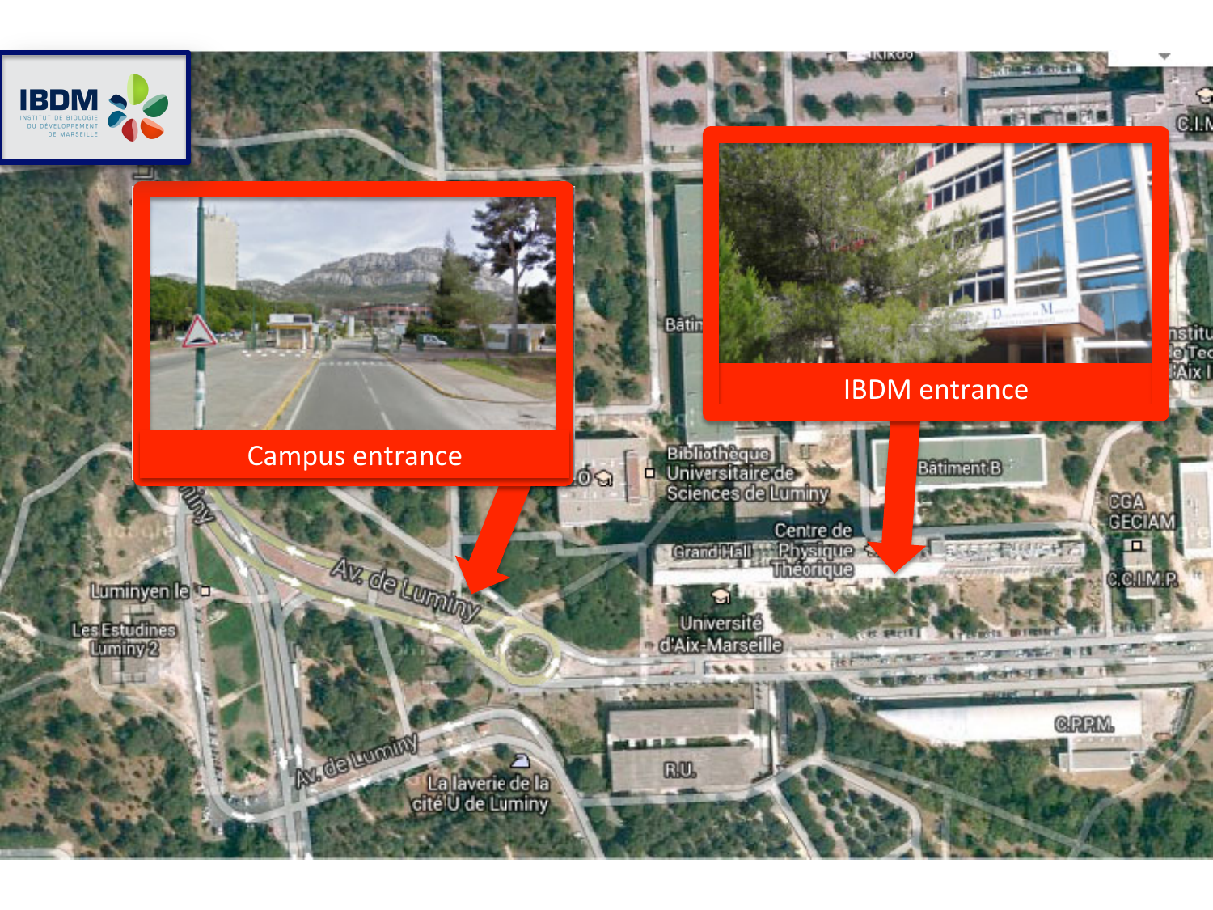IBDM

INSTITUT DE BIOLOGIE DU DÉVELOPPEMENT DE MARSEILLE

Campus entrance

IBDM entrance

Av. de Luminy

Bibliothèque Universitaire de Sciences de Luminy

Bâtiment B

Centre de Physique Théorique

Grand Hall

Université d'Aix-Marseille

Luminy

Les Estudines Luminy 2

La laverie de la cité U de Luminy

R.U.

C.P.P.M.

CGA GECIAM

C.C.I.M.P.

C.I.M